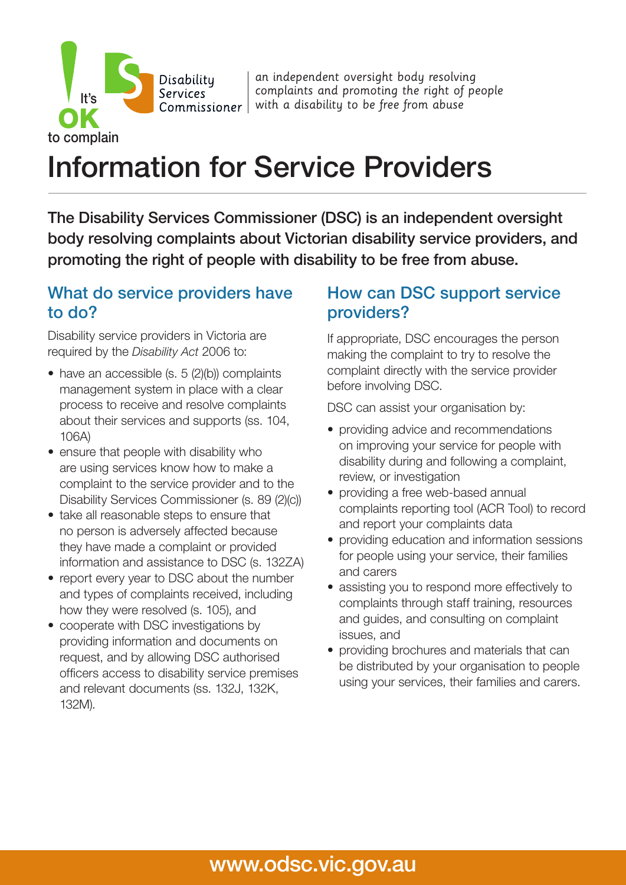It's **OK** to complain

Disability Services Commissioner

*an independent oversight body resolving complaints and promoting the right of people with a disability to be free from abuse*

# Information for Service Providers

**The Disability Services Commissioner (DSC) is an independent oversight body resolving complaints about Victorian disability service providers, and promoting the right of people with disability to be free from abuse.**

## What do service providers have to do?

Disability service providers in Victoria are required by the *Disability Act* 2006 to:

- have an accessible (s. 5 (2)(b)) complaints management system in place with a clear process to receive and resolve complaints about their services and supports (ss. 104, 106A)
- ensure that people with disability who are using services know how to make a complaint to the service provider and to the Disability Services Commissioner (s. 89 (2)(c))
- take all reasonable steps to ensure that no person is adversely affected because they have made a complaint or provided information and assistance to DSC (s. 132ZA)
- report every year to DSC about the number and types of complaints received, including how they were resolved (s. 105), and
- cooperate with DSC investigations by providing information and documents on request, and by allowing DSC authorised officers access to disability service premises and relevant documents (ss. 132J, 132K, 132M).

## How can DSC support service providers?

If appropriate, DSC encourages the person making the complaint to try to resolve the complaint directly with the service provider before involving DSC.

DSC can assist your organisation by:

- providing advice and recommendations on improving your service for people with disability during and following a complaint, review, or investigation
- providing a free web-based annual complaints reporting tool (ACR Tool) to record and report your complaints data
- providing education and information sessions for people using your service, their families and carers
- assisting you to respond more effectively to complaints through staff training, resources and guides, and consulting on complaint issues, and
- providing brochures and materials that can be distributed by your organisation to people using your services, their families and carers.

www.odsc.vic.gov.au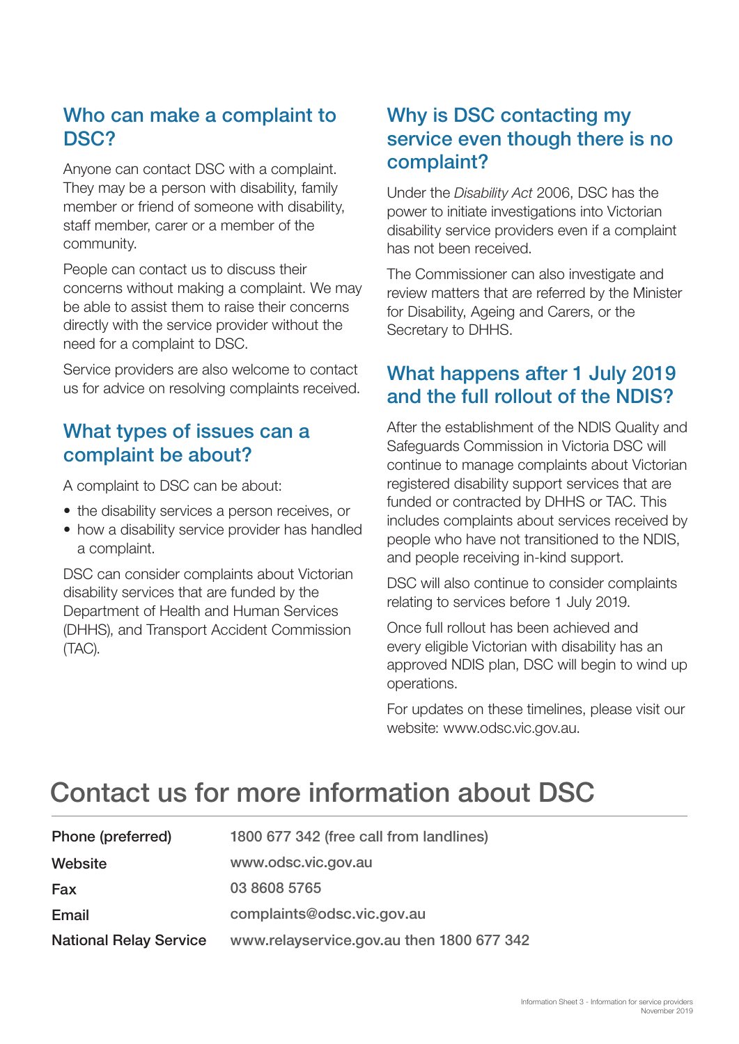## Who can make a complaint to DSC?

Anyone can contact DSC with a complaint. They may be a person with disability, family member or friend of someone with disability, staff member, carer or a member of the community.

People can contact us to discuss their concerns without making a complaint. We may be able to assist them to raise their concerns directly with the service provider without the need for a complaint to DSC.

Service providers are also welcome to contact us for advice on resolving complaints received.

## What types of issues can a complaint be about?

A complaint to DSC can be about:

- the disability services a person receives, or
- how a disability service provider has handled a complaint.

DSC can consider complaints about Victorian disability services that are funded by the Department of Health and Human Services (DHHS), and Transport Accident Commission (TAC).

## Why is DSC contacting my service even though there is no complaint?

Under the *Disability Act* 2006, DSC has the power to initiate investigations into Victorian disability service providers even if a complaint has not been received.

The Commissioner can also investigate and review matters that are referred by the Minister for Disability, Ageing and Carers, or the Secretary to DHHS.

## What happens after 1 July 2019 and the full rollout of the NDIS?

After the establishment of the NDIS Quality and Safeguards Commission in Victoria DSC will continue to manage complaints about Victorian registered disability support services that are funded or contracted by DHHS or TAC. This includes complaints about services received by people who have not transitioned to the NDIS, and people receiving in-kind support.

DSC will also continue to consider complaints relating to services before 1 July 2019.

Once full rollout has been achieved and every eligible Victorian with disability has an approved NDIS plan, DSC will begin to wind up operations.

For updates on these timelines, please visit our website: www.odsc.vic.gov.au.

# Contact us for more information about DSC

| | |
|---|---|
| **Phone (preferred)** | 1800 677 342 (free call from landlines) |
| **Website** | www.odsc.vic.gov.au |
| **Fax** | 03 8608 5765 |
| **Email** | complaints@odsc.vic.gov.au |
| **National Relay Service** | www.relayservice.gov.au then 1800 677 342 |